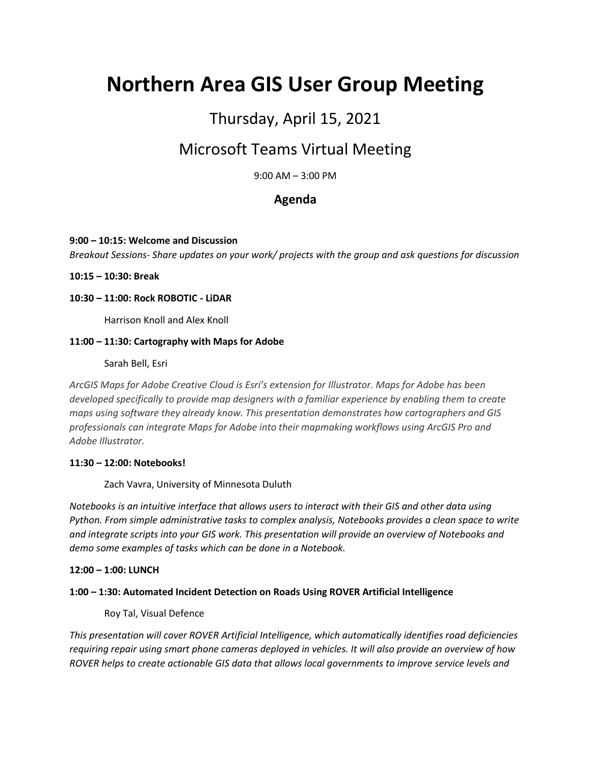# Northern Area GIS User Group Meeting

## Thursday, April 15, 2021

## Microsoft Teams Virtual Meeting

9:00 AM – 3:00 PM

### Agenda

**9:00 – 10:15: Welcome and Discussion**

*Breakout Sessions- Share updates on your work/ projects with the group and ask questions for discussion*

**10:15 – 10:30: Break**

**10:30 – 11:00: Rock ROBOTIC - LiDAR**

Harrison Knoll and Alex Knoll

**11:00 – 11:30: Cartography with Maps for Adobe**

Sarah Bell, Esri

*ArcGIS Maps for Adobe Creative Cloud is Esri's extension for Illustrator. Maps for Adobe has been developed specifically to provide map designers with a familiar experience by enabling them to create maps using software they already know. This presentation demonstrates how cartographers and GIS professionals can integrate Maps for Adobe into their mapmaking workflows using ArcGIS Pro and Adobe Illustrator.*

**11:30 – 12:00: Notebooks!**

Zach Vavra, University of Minnesota Duluth

*Notebooks is an intuitive interface that allows users to interact with their GIS and other data using Python. From simple administrative tasks to complex analysis, Notebooks provides a clean space to write and integrate scripts into your GIS work. This presentation will provide an overview of Notebooks and demo some examples of tasks which can be done in a Notebook.*

**12:00 – 1:00: LUNCH**

**1:00 – 1:30: Automated Incident Detection on Roads Using ROVER Artificial Intelligence**

Roy Tal, Visual Defence

*This presentation will cover ROVER Artificial Intelligence, which automatically identifies road deficiencies requiring repair using smart phone cameras deployed in vehicles. It will also provide an overview of how ROVER helps to create actionable GIS data that allows local governments to improve service levels and*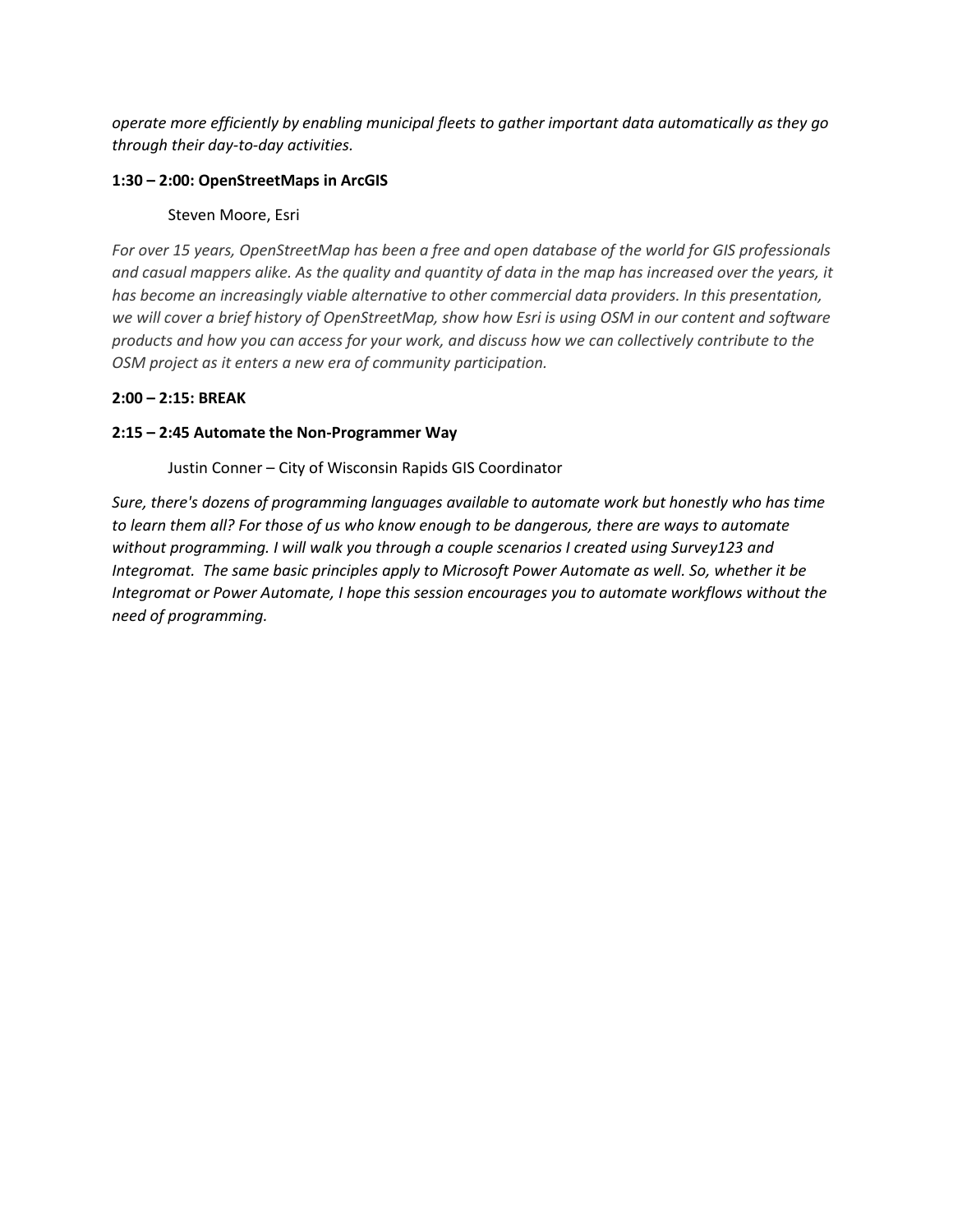*operate more efficiently by enabling municipal fleets to gather important data automatically as they go through their day-to-day activities.*

**1:30 – 2:00: OpenStreetMaps in ArcGIS**

Steven Moore, Esri

*For over 15 years, OpenStreetMap has been a free and open database of the world for GIS professionals and casual mappers alike. As the quality and quantity of data in the map has increased over the years, it has become an increasingly viable alternative to other commercial data providers. In this presentation, we will cover a brief history of OpenStreetMap, show how Esri is using OSM in our content and software products and how you can access for your work, and discuss how we can collectively contribute to the OSM project as it enters a new era of community participation.*

**2:00 – 2:15: BREAK**

**2:15 – 2:45 Automate the Non-Programmer Way**

Justin Conner – City of Wisconsin Rapids GIS Coordinator

*Sure, there's dozens of programming languages available to automate work but honestly who has time to learn them all? For those of us who know enough to be dangerous, there are ways to automate without programming. I will walk you through a couple scenarios I created using Survey123 and Integromat. The same basic principles apply to Microsoft Power Automate as well. So, whether it be Integromat or Power Automate, I hope this session encourages you to automate workflows without the need of programming.*